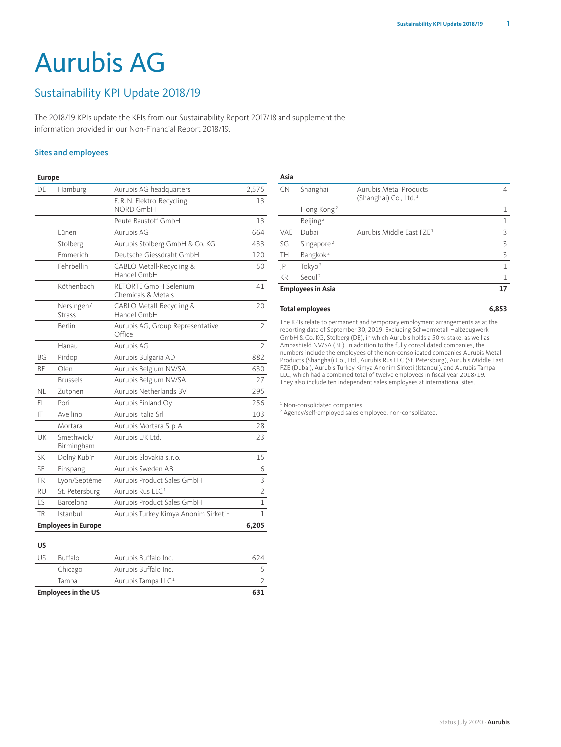# Aurubis AG

## Sustainability KPI Update 2018/19

The 2018/19 KPIs update the KPIs from our Sustainability Report 2017/18 and supplement the information provided in our Non-Financial Report 2018/19.

### Sites and employees

| Europe | | | |
|---|---|---|---|
| DE | Hamburg | Aurubis AG headquarters | 2,575 |
| | | E.R.N. Elektro-Recycling NORD GmbH | 13 |
| | | Peute Baustoff GmbH | 13 |
| | Lünen | Aurubis AG | 664 |
| | Stolberg | Aurubis Stolberg GmbH & Co. KG | 433 |
| | Emmerich | Deutsche Giessdraht GmbH | 120 |
| | Fehrbellin | CABLO Metall-Recycling & Handel GmbH | 50 |
| | Röthenbach | RETORTE GmbH Selenium Chemicals & Metals | 41 |
| | Nersingen/Strass | CABLO Metall-Recycling & Handel GmbH | 20 |
| | Berlin | Aurubis AG, Group Representative Office | 2 |
| | Hanau | Aurubis AG | 2 |
| BG | Pirdop | Aurubis Bulgaria AD | 882 |
| BE | Olen | Aurubis Belgium NV/SA | 630 |
| | Brussels | Aurubis Belgium NV/SA | 27 |
| NL | Zutphen | Aurubis Netherlands BV | 295 |
| FI | Pori | Aurubis Finland Oy | 256 |
| IT | Avellino | Aurubis Italia Srl | 103 |
| | Mortara | Aurubis Mortara S.p.A. | 28 |
| UK | Smethwick/Birmingham | Aurubis UK Ltd. | 23 |
| SK | Dolný Kubín | Aurubis Slovakia s.r.o. | 15 |
| SE | Finspång | Aurubis Sweden AB | 6 |
| FR | Lyon/Septème | Aurubis Product Sales GmbH | 3 |
| RU | St. Petersburg | Aurubis Rus LLC[1] | 2 |
| ES | Barcelona | Aurubis Product Sales GmbH | 1 |
| TR | Istanbul | Aurubis Turkey Kimya Anonim Sirketi[1] | 1 |
| **Employees in Europe** | | | **6,205** |

| US | | | |
|---|---|---|---|
| US | Buffalo | Aurubis Buffalo Inc. | 624 |
| | Chicago | Aurubis Buffalo Inc. | 5 |
| | Tampa | Aurubis Tampa LLC[1] | 2 |
| **Employees in the US** | | | **631** |

| Asia | | | |
|---|---|---|---|
| CN | Shanghai | Aurubis Metal Products (Shanghai) Co., Ltd.[1] | 4 |
| | Hong Kong[2] | | 1 |
| | Beijing[2] | | 1 |
| VAE | Dubai | Aurubis Middle East FZE[1] | 3 |
| SG | Singapore[2] | | 3 |
| TH | Bangkok[2] | | 3 |
| JP | Tokyo[2] | | 1 |
| KR | Seoul[2] | | 1 |
| **Employees in Asia** | | | **17** |

| **Total employees** | **6,853** |
|---|---|

The KPIs relate to permanent and temporary employment arrangements as at the reporting date of September 30, 2019. Excluding Schwermetall Halbzeugwerk GmbH & Co. KG, Stolberg (DE), in which Aurubis holds a 50 % stake, as well as Ampashield NV/SA (BE). In addition to the fully consolidated companies, the numbers include the employees of the non-consolidated companies Aurubis Metal Products (Shanghai) Co., Ltd., Aurubis Rus LLC (St. Petersburg), Aurubis Middle East FZE (Dubai), Aurubis Turkey Kimya Anonim Sirketi (Istanbul), and Aurubis Tampa LLC, which had a combined total of twelve employees in fiscal year 2018/19. They also include ten independent sales employees at international sites.

[1] Non-consolidated companies.
[2] Agency/self-employed sales employee, non-consolidated.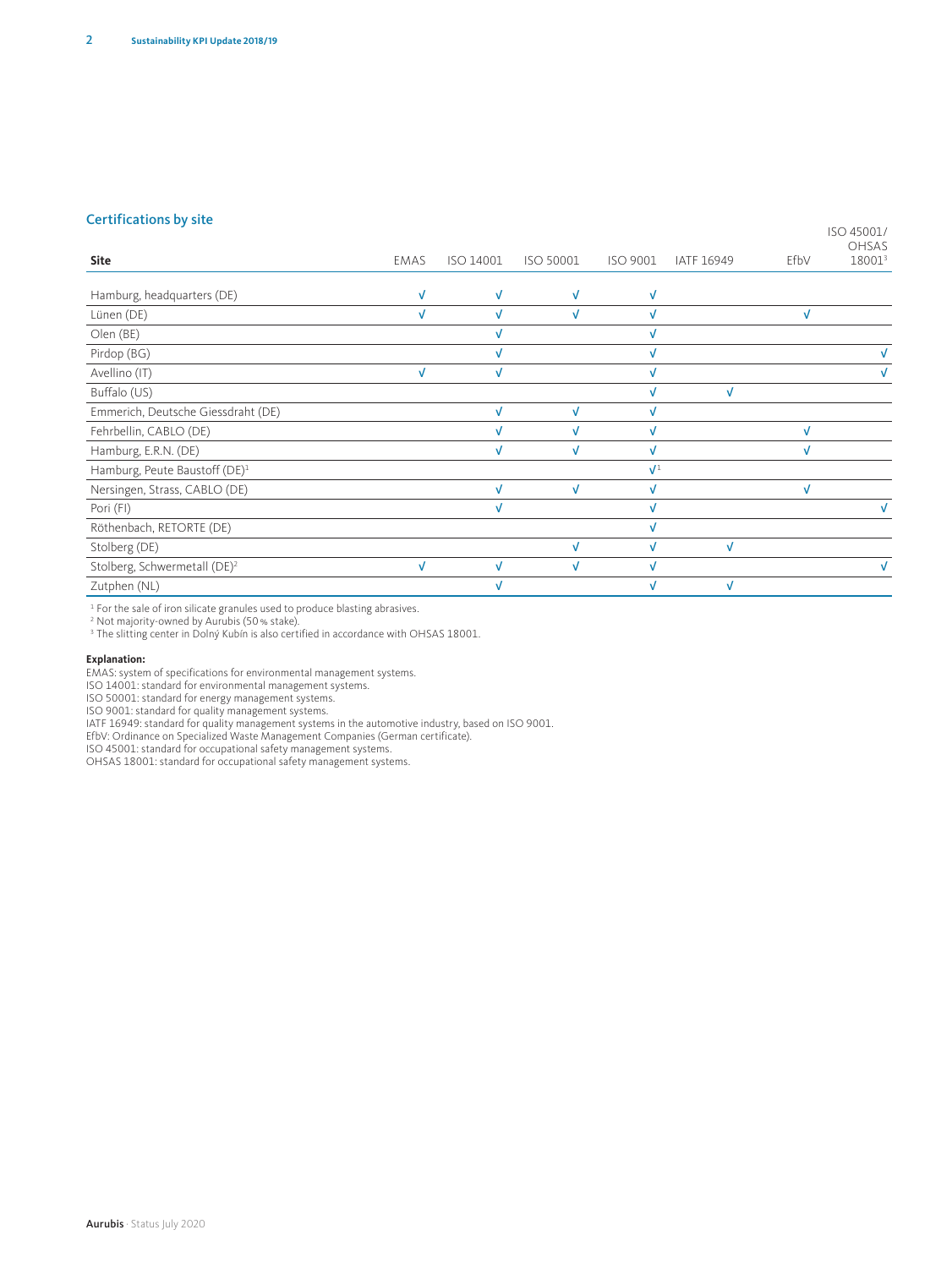## Certifications by site

| Site | EMAS | ISO 14001 | ISO 50001 | ISO 9001 | IATF 16949 | EfbV | ISO 45001/ OHSAS 18001[3] |
|---|---|---|---|---|---|---|---|
| Hamburg, headquarters (DE) | √ | √ | √ | √ | | | |
| Lünen (DE) | √ | √ | √ | √ | | √ | |
| Olen (BE) | | √ | | √ | | | |
| Pirdop (BG) | | √ | | √ | | | √ |
| Avellino (IT) | √ | √ | | √ | | | √ |
| Buffalo (US) | | | | √ | √ | | |
| Emmerich, Deutsche Giessdraht (DE) | | √ | √ | √ | | | |
| Fehrbellin, CABLO (DE) | | √ | √ | √ | | √ | |
| Hamburg, E.R.N. (DE) | | √ | √ | √ | | √ | |
| Hamburg, Peute Baustoff (DE)[1] | | | | √[1] | | | |
| Nersingen, Strass, CABLO (DE) | | √ | √ | √ | | √ | |
| Pori (FI) | | √ | | √ | | | √ |
| Röthenbach, RETORTE (DE) | | | | √ | | | |
| Stolberg (DE) | | | √ | √ | √ | | |
| Stolberg, Schwermetall (DE)[2] | √ | √ | √ | √ | | | √ |
| Zutphen (NL) | | √ | | √ | √ | | |

[1] For the sale of iron silicate granules used to produce blasting abrasives.
[2] Not majority-owned by Aurubis (50 % stake).
[3] The slitting center in Dolný Kubín is also certified in accordance with OHSAS 18001.

**Explanation:**
EMAS: system of specifications for environmental management systems.
ISO 14001: standard for environmental management systems.
ISO 50001: standard for energy management systems.
ISO 9001: standard for quality management systems.
IATF 16949: standard for quality management systems in the automotive industry, based on ISO 9001.
EfbV: Ordinance on Specialized Waste Management Companies (German certificate).
ISO 45001: standard for occupational safety management systems.
OHSAS 18001: standard for occupational safety management systems.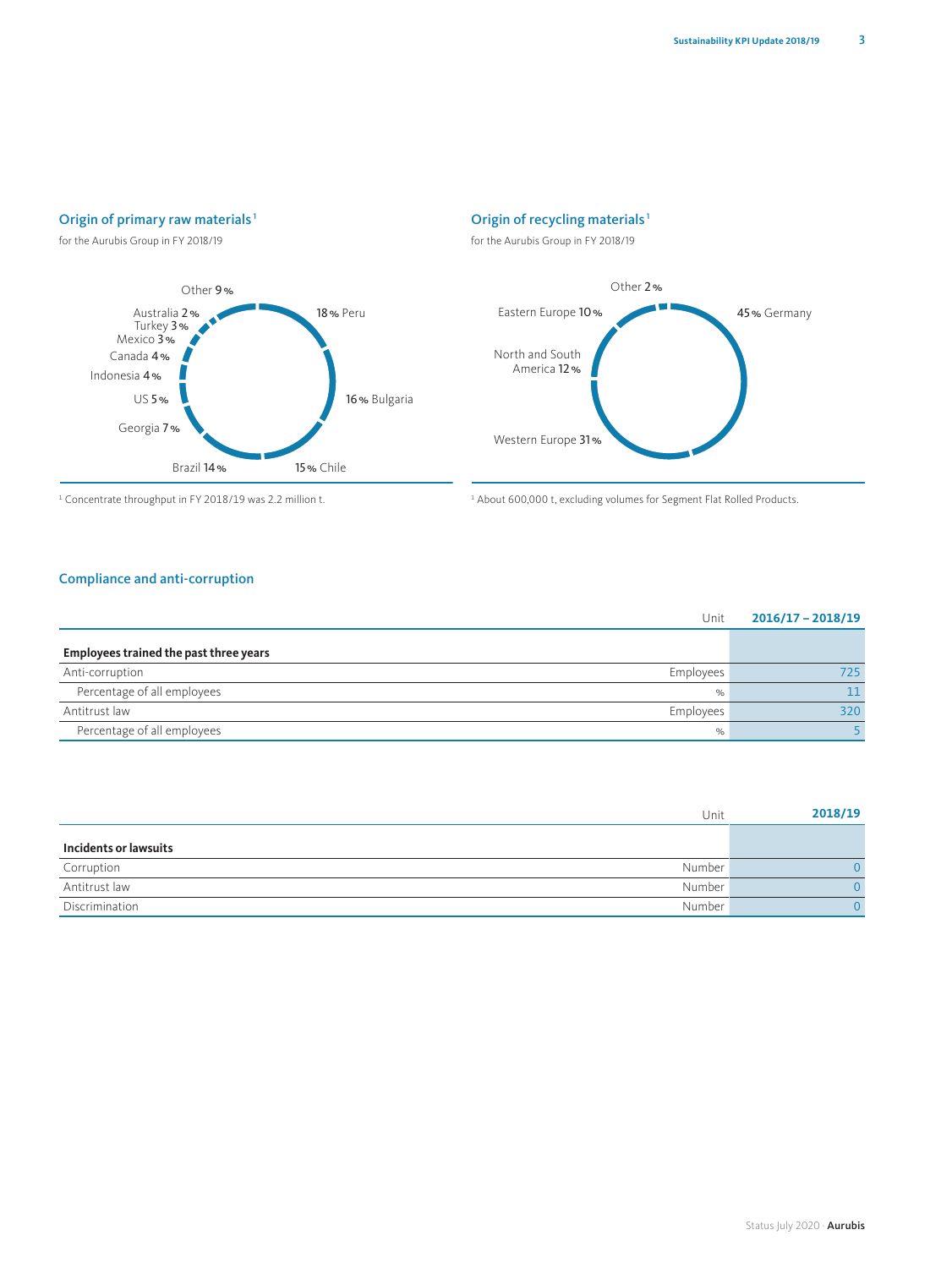## Origin of primary raw materials[1]

for the Aurubis Group in FY 2018/19

| Country | Share |
|---|---|
| Peru | 18 % |
| Bulgaria | 16 % |
| Chile | 15 % |
| Brazil | 14 % |
| Georgia | 7 % |
| US | 5 % |
| Indonesia | 4 % |
| Canada | 4 % |
| Mexico | 3 % |
| Turkey | 3 % |
| Australia | 2 % |
| Other | 9 % |

[1] Concentrate throughput in FY 2018/19 was 2.2 million t.

## Origin of recycling materials[1]

for the Aurubis Group in FY 2018/19

| Region | Share |
|---|---|
| Germany | 45 % |
| Western Europe | 31 % |
| North and South America | 12 % |
| Eastern Europe | 10 % |
| Other | 2 % |

[1] About 600,000 t, excluding volumes for Segment Flat Rolled Products.

## Compliance and anti-corruption

| | Unit | 2016/17 – 2018/19 |
|---|---|---|
| **Employees trained the past three years** | | |
| Anti-corruption | Employees | 725 |
| Percentage of all employees | % | 11 |
| Antitrust law | Employees | 320 |
| Percentage of all employees | % | 5 |

| | Unit | 2018/19 |
|---|---|---|
| **Incidents or lawsuits** | | |
| Corruption | Number | 0 |
| Antitrust law | Number | 0 |
| Discrimination | Number | 0 |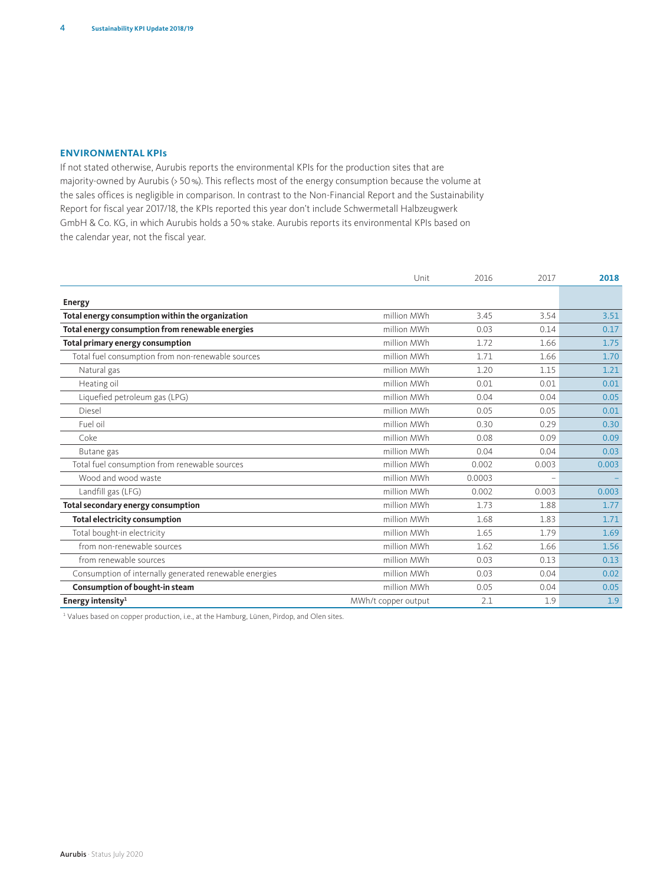## ENVIRONMENTAL KPIs

If not stated otherwise, Aurubis reports the environmental KPIs for the production sites that are majority-owned by Aurubis (> 50 %). This reflects most of the energy consumption because the volume at the sales offices is negligible in comparison. In contrast to the Non-Financial Report and the Sustainability Report for fiscal year 2017/18, the KPIs reported this year don't include Schwermetall Halbzeugwerk GmbH & Co. KG, in which Aurubis holds a 50 % stake. Aurubis reports its environmental KPIs based on the calendar year, not the fiscal year.

| | Unit | 2016 | 2017 | **2018** |
|---|---|---|---|---|
| **Energy** | | | | |
| **Total energy consumption within the organization** | million MWh | 3.45 | 3.54 | 3.51 |
| **Total energy consumption from renewable energies** | million MWh | 0.03 | 0.14 | 0.17 |
| **Total primary energy consumption** | million MWh | 1.72 | 1.66 | 1.75 |
| Total fuel consumption from non-renewable sources | million MWh | 1.71 | 1.66 | 1.70 |
| Natural gas | million MWh | 1.20 | 1.15 | 1.21 |
| Heating oil | million MWh | 0.01 | 0.01 | 0.01 |
| Liquefied petroleum gas (LPG) | million MWh | 0.04 | 0.04 | 0.05 |
| Diesel | million MWh | 0.05 | 0.05 | 0.01 |
| Fuel oil | million MWh | 0.30 | 0.29 | 0.30 |
| Coke | million MWh | 0.08 | 0.09 | 0.09 |
| Butane gas | million MWh | 0.04 | 0.04 | 0.03 |
| Total fuel consumption from renewable sources | million MWh | 0.002 | 0.003 | 0.003 |
| Wood and wood waste | million MWh | 0.0003 | – | – |
| Landfill gas (LFG) | million MWh | 0.002 | 0.003 | 0.003 |
| **Total secondary energy consumption** | million MWh | 1.73 | 1.88 | 1.77 |
| **Total electricity consumption** | million MWh | 1.68 | 1.83 | 1.71 |
| Total bought-in electricity | million MWh | 1.65 | 1.79 | 1.69 |
| from non-renewable sources | million MWh | 1.62 | 1.66 | 1.56 |
| from renewable sources | million MWh | 0.03 | 0.13 | 0.13 |
| Consumption of internally generated renewable energies | million MWh | 0.03 | 0.04 | 0.02 |
| **Consumption of bought-in steam** | million MWh | 0.05 | 0.04 | 0.05 |
| **Energy intensity**[1] | MWh/t copper output | 2.1 | 1.9 | 1.9 |

[1] Values based on copper production, i.e., at the Hamburg, Lünen, Pirdop, and Olen sites.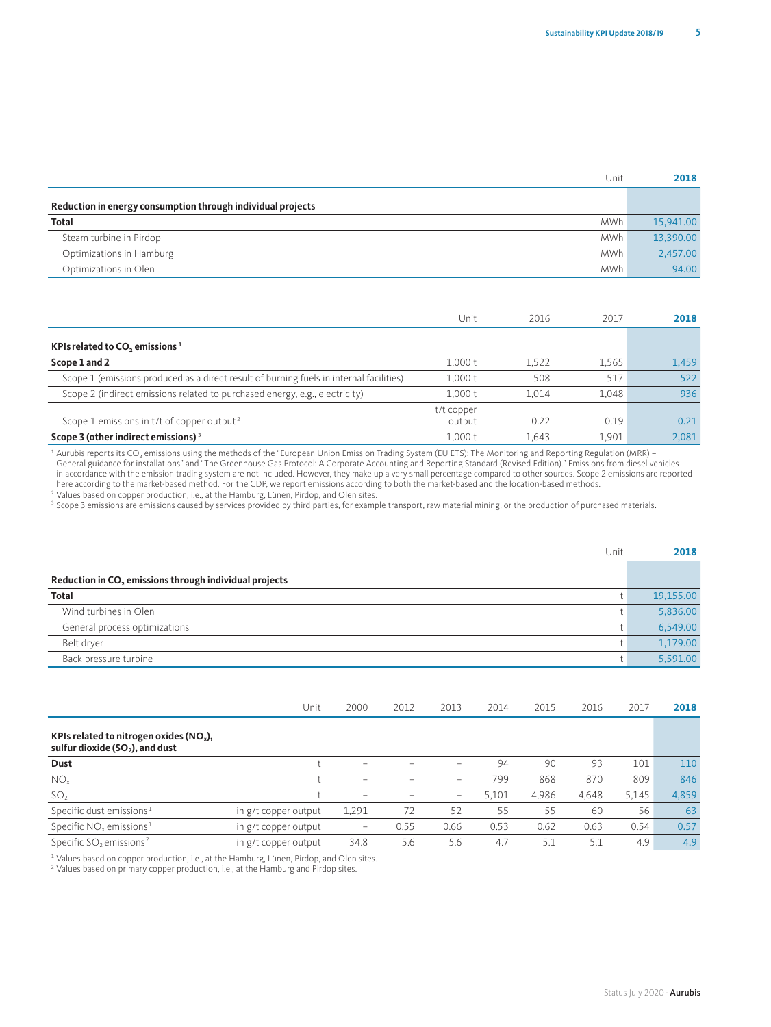| | Unit | 2018 |
|---|---|---|
| **Reduction in energy consumption through individual projects** | | |
| **Total** | MWh | 15,941.00 |
| Steam turbine in Pirdop | MWh | 13,390.00 |
| Optimizations in Hamburg | MWh | 2,457.00 |
| Optimizations in Olen | MWh | 94.00 |

| | Unit | 2016 | 2017 | 2018 |
|---|---|---|---|---|
| **KPIs related to $CO_2$ emissions** [1] | | | | |
| **Scope 1 and 2** | 1,000 t | 1,522 | 1,565 | 1,459 |
| Scope 1 (emissions produced as a direct result of burning fuels in internal facilities) | 1,000 t | 508 | 517 | 522 |
| Scope 2 (indirect emissions related to purchased energy, e.g., electricity) | 1,000 t | 1,014 | 1,048 | 936 |
| Scope 1 emissions in t/t of copper output [2] | t/t copper output | 0.22 | 0.19 | 0.21 |
| **Scope 3 (other indirect emissions)** [3] | 1,000 t | 1,643 | 1,901 | 2,081 |

[1] Aurubis reports its $CO_2$ emissions using the methods of the "European Union Emission Trading System (EU ETS): The Monitoring and Reporting Regulation (MRR) – General guidance for installations" and "The Greenhouse Gas Protocol: A Corporate Accounting and Reporting Standard (Revised Edition)." Emissions from diesel vehicles in accordance with the emission trading system are not included. However, they make up a very small percentage compared to other sources. Scope 2 emissions are reported here according to the market-based method. For the CDP, we report emissions according to both the market-based and the location-based methods.
[2] Values based on copper production, i.e., at the Hamburg, Lünen, Pirdop, and Olen sites.
[3] Scope 3 emissions are emissions caused by services provided by third parties, for example transport, raw material mining, or the production of purchased materials.

| | Unit | 2018 |
|---|---|---|
| **Reduction in $CO_2$ emissions through individual projects** | | |
| **Total** | t | 19,155.00 |
| Wind turbines in Olen | t | 5,836.00 |
| General process optimizations | t | 6,549.00 |
| Belt dryer | t | 1,179.00 |
| Back-pressure turbine | t | 5,591.00 |

| | Unit | 2000 | 2012 | 2013 | 2014 | 2015 | 2016 | 2017 | 2018 |
|---|---|---|---|---|---|---|---|---|---|
| **KPIs related to nitrogen oxides ($NO_x$), sulfur dioxide ($SO_2$), and dust** | | | | | | | | | |
| **Dust** | t | – | – | – | 94 | 90 | 93 | 101 | 110 |
| $NO_x$ | t | – | – | – | 799 | 868 | 870 | 809 | 846 |
| $SO_2$ | t | – | – | – | 5,101 | 4,986 | 4,648 | 5,145 | 4,859 |
| Specific dust emissions [1] | in g/t copper output | 1,291 | 72 | 52 | 55 | 55 | 60 | 56 | 63 |
| Specific $NO_x$ emissions [1] | in g/t copper output | – | 0.55 | 0.66 | 0.53 | 0.62 | 0.63 | 0.54 | 0.57 |
| Specific $SO_2$ emissions [2] | in g/t copper output | 34.8 | 5.6 | 5.6 | 4.7 | 5.1 | 5.1 | 4.9 | 4.9 |

[1] Values based on copper production, i.e., at the Hamburg, Lünen, Pirdop, and Olen sites.
[2] Values based on primary copper production, i.e., at the Hamburg and Pirdop sites.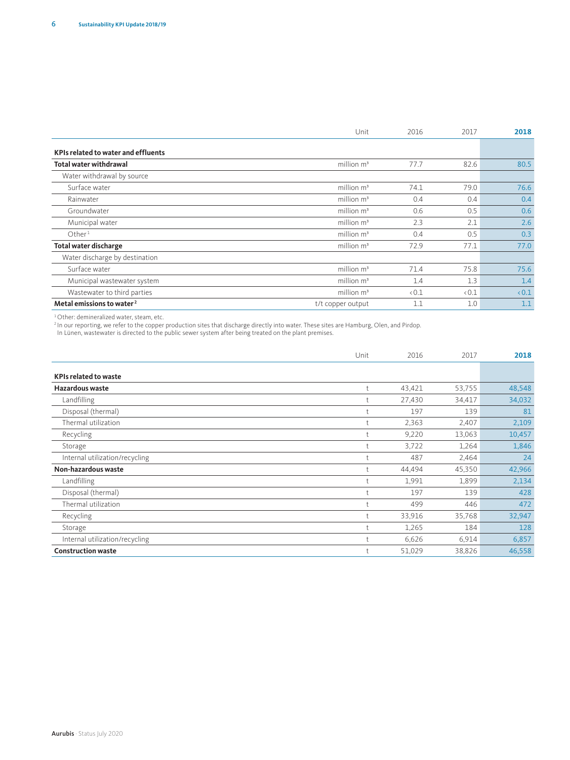| | Unit | 2016 | 2017 | 2018 |
|---|---|---|---|---|
| **KPIs related to water and effluents** | | | | |
| **Total water withdrawal** | million m³ | 77.7 | 82.6 | 80.5 |
| Water withdrawal by source | | | | |
| Surface water | million m³ | 74.1 | 79.0 | 76.6 |
| Rainwater | million m³ | 0.4 | 0.4 | 0.4 |
| Groundwater | million m³ | 0.6 | 0.5 | 0.6 |
| Municipal water | million m³ | 2.3 | 2.1 | 2.6 |
| Other[1] | million m³ | 0.4 | 0.5 | 0.3 |
| **Total water discharge** | million m³ | 72.9 | 77.1 | 77.0 |
| Water discharge by destination | | | | |
| Surface water | million m³ | 71.4 | 75.8 | 75.6 |
| Municipal wastewater system | million m³ | 1.4 | 1.3 | 1.4 |
| Wastewater to third parties | million m³ | <0.1 | <0.1 | <0.1 |
| **Metal emissions to water**[2] | t/t copper output | 1.1 | 1.0 | 1.1 |

[1] Other: demineralized water, steam, etc.
[2] In our reporting, we refer to the copper production sites that discharge directly into water. These sites are Hamburg, Olen, and Pirdop. In Lünen, wastewater is directed to the public sewer system after being treated on the plant premises.

| | Unit | 2016 | 2017 | 2018 |
|---|---|---|---|---|
| **KPIs related to waste** | | | | |
| **Hazardous waste** | t | 43,421 | 53,755 | 48,548 |
| Landfilling | t | 27,430 | 34,417 | 34,032 |
| Disposal (thermal) | t | 197 | 139 | 81 |
| Thermal utilization | t | 2,363 | 2,407 | 2,109 |
| Recycling | t | 9,220 | 13,063 | 10,457 |
| Storage | t | 3,722 | 1,264 | 1,846 |
| Internal utilization/recycling | t | 487 | 2,464 | 24 |
| **Non-hazardous waste** | t | 44,494 | 45,350 | 42,966 |
| Landfilling | t | 1,991 | 1,899 | 2,134 |
| Disposal (thermal) | t | 197 | 139 | 428 |
| Thermal utilization | t | 499 | 446 | 472 |
| Recycling | t | 33,916 | 35,768 | 32,947 |
| Storage | t | 1,265 | 184 | 128 |
| Internal utilization/recycling | t | 6,626 | 6,914 | 6,857 |
| **Construction waste** | t | 51,029 | 38,826 | 46,558 |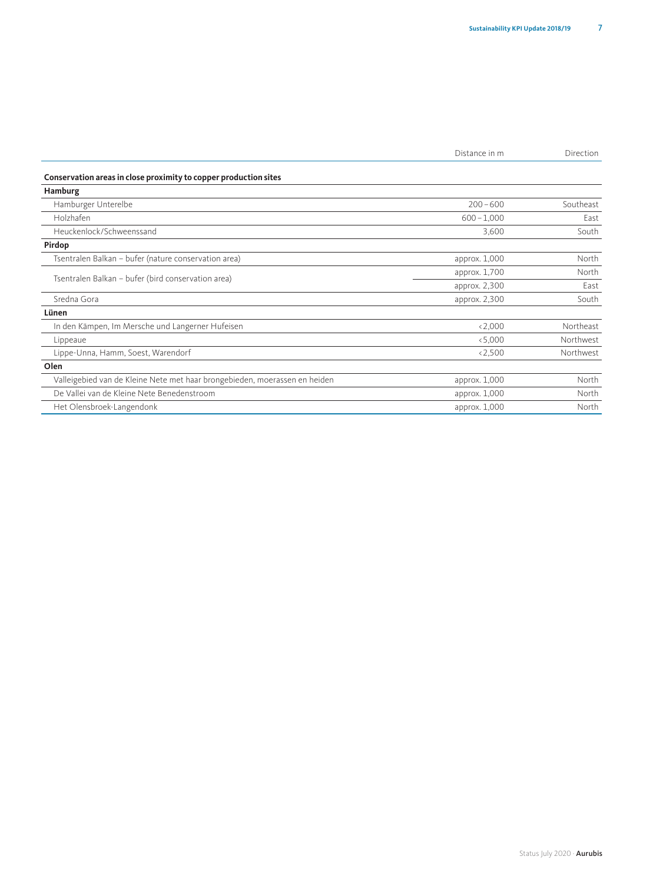| | Distance in m | Direction |
|---|---|---|
| **Conservation areas in close proximity to copper production sites** | | |
| **Hamburg** | | |
| Hamburger Unterelbe | 200 – 600 | Southeast |
| Holzhafen | 600 – 1,000 | East |
| Heuckenlock/Schweenssand | 3,600 | South |
| **Pirdop** | | |
| Tsentralen Balkan – bufer (nature conservation area) | approx. 1,000 | North |
| Tsentralen Balkan – bufer (bird conservation area) | approx. 1,700 | North |
| | approx. 2,300 | East |
| Sredna Gora | approx. 2,300 | South |
| **Lünen** | | |
| In den Kämpen, Im Mersche und Langerner Hufeisen | <2,000 | Northeast |
| Lippeaue | <5,000 | Northwest |
| Lippe-Unna, Hamm, Soest, Warendorf | <2,500 | Northwest |
| **Olen** | | |
| Valleigebied van de Kleine Nete met haar brongebieden, moerassen en heiden | approx. 1,000 | North |
| De Vallei van de Kleine Nete Benedenstroom | approx. 1,000 | North |
| Het Olensbroek-Langendonk | approx. 1,000 | North |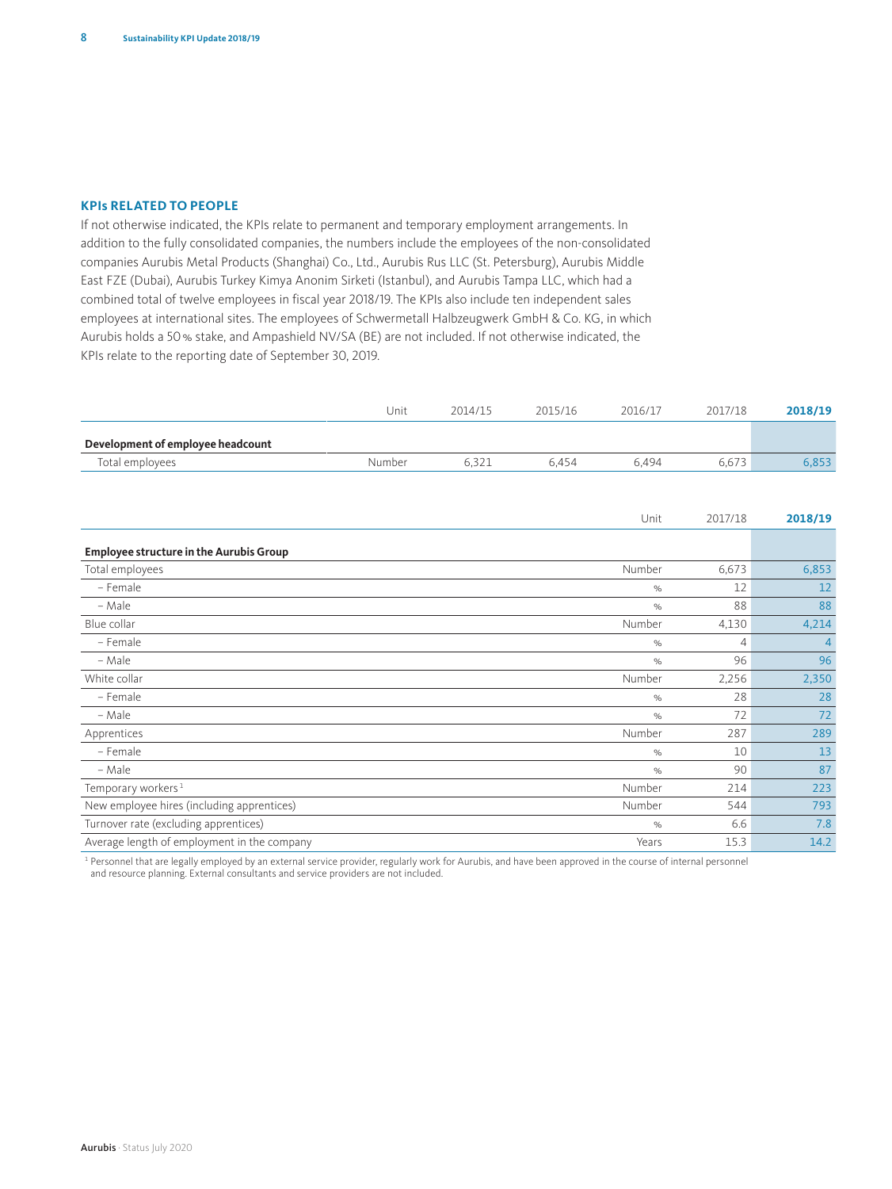## KPIs RELATED TO PEOPLE

If not otherwise indicated, the KPIs relate to permanent and temporary employment arrangements. In addition to the fully consolidated companies, the numbers include the employees of the non-consolidated companies Aurubis Metal Products (Shanghai) Co., Ltd., Aurubis Rus LLC (St. Petersburg), Aurubis Middle East FZE (Dubai), Aurubis Turkey Kimya Anonim Sirketi (Istanbul), and Aurubis Tampa LLC, which had a combined total of twelve employees in fiscal year 2018/19. The KPIs also include ten independent sales employees at international sites. The employees of Schwermetall Halbzeugwerk GmbH & Co. KG, in which Aurubis holds a 50 % stake, and Ampashield NV/SA (BE) are not included. If not otherwise indicated, the KPIs relate to the reporting date of September 30, 2019.

| | Unit | 2014/15 | 2015/16 | 2016/17 | 2017/18 | **2018/19** |
|---|---|---|---|---|---|---|
| **Development of employee headcount** | | | | | | |
| Total employees | Number | 6,321 | 6,454 | 6,494 | 6,673 | 6,853 |

| | Unit | 2017/18 | **2018/19** |
|---|---|---|---|
| **Employee structure in the Aurubis Group** | | | |
| Total employees | Number | 6,673 | 6,853 |
| – Female | % | 12 | 12 |
| – Male | % | 88 | 88 |
| Blue collar | Number | 4,130 | 4,214 |
| – Female | % | 4 | 4 |
| – Male | % | 96 | 96 |
| White collar | Number | 2,256 | 2,350 |
| – Female | % | 28 | 28 |
| – Male | % | 72 | 72 |
| Apprentices | Number | 287 | 289 |
| – Female | % | 10 | 13 |
| – Male | % | 90 | 87 |
| Temporary workers [1] | Number | 214 | 223 |
| New employee hires (including apprentices) | Number | 544 | 793 |
| Turnover rate (excluding apprentices) | % | 6.6 | 7.8 |
| Average length of employment in the company | Years | 15.3 | 14.2 |

[1] Personnel that are legally employed by an external service provider, regularly work for Aurubis, and have been approved in the course of internal personnel and resource planning. External consultants and service providers are not included.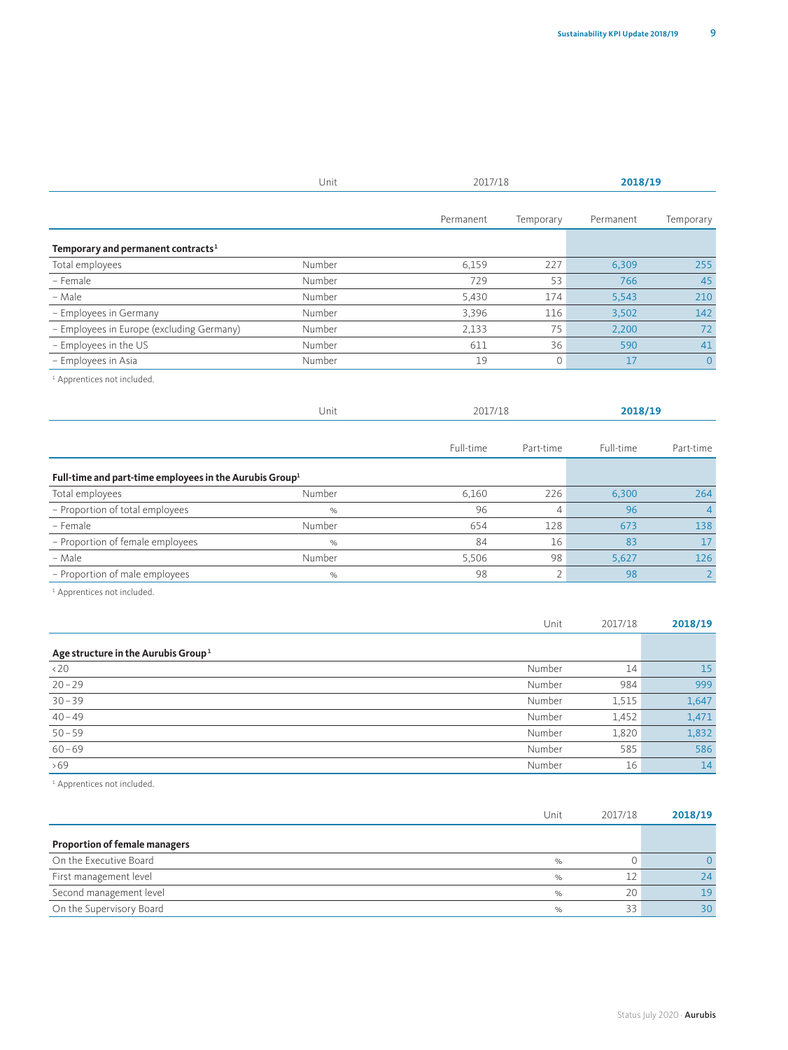| | Unit | 2017/18 | | **2018/19** | |
|---|---|---|---|---|---|
| | | Permanent | Temporary | Permanent | Temporary |
| **Temporary and permanent contracts**[1] | | | | | |
| Total employees | Number | 6,159 | 227 | 6,309 | 255 |
| – Female | Number | 729 | 53 | 766 | 45 |
| – Male | Number | 5,430 | 174 | 5,543 | 210 |
| – Employees in Germany | Number | 3,396 | 116 | 3,502 | 142 |
| – Employees in Europe (excluding Germany) | Number | 2,133 | 75 | 2,200 | 72 |
| – Employees in the US | Number | 611 | 36 | 590 | 41 |
| – Employees in Asia | Number | 19 | 0 | 17 | 0 |

[1] Apprentices not included.

| | Unit | 2017/18 | | **2018/19** | |
|---|---|---|---|---|---|
| | | Full-time | Part-time | Full-time | Part-time |
| **Full-time and part-time employees in the Aurubis Group**[1] | | | | | |
| Total employees | Number | 6,160 | 226 | 6,300 | 264 |
| – Proportion of total employees | % | 96 | 4 | 96 | 4 |
| – Female | Number | 654 | 128 | 673 | 138 |
| – Proportion of female employees | % | 84 | 16 | 83 | 17 |
| – Male | Number | 5,506 | 98 | 5,627 | 126 |
| – Proportion of male employees | % | 98 | 2 | 98 | 2 |

[1] Apprentices not included.

| | Unit | 2017/18 | **2018/19** |
|---|---|---|---|
| **Age structure in the Aurubis Group**[1] | | | |
| <20 | Number | 14 | 15 |
| 20 – 29 | Number | 984 | 999 |
| 30 – 39 | Number | 1,515 | 1,647 |
| 40 – 49 | Number | 1,452 | 1,471 |
| 50 – 59 | Number | 1,820 | 1,832 |
| 60 – 69 | Number | 585 | 586 |
| >69 | Number | 16 | 14 |

[1] Apprentices not included.

| | Unit | 2017/18 | **2018/19** |
|---|---|---|---|
| **Proportion of female managers** | | | |
| On the Executive Board | % | 0 | 0 |
| First management level | % | 12 | 24 |
| Second management level | % | 20 | 19 |
| On the Supervisory Board | % | 33 | 30 |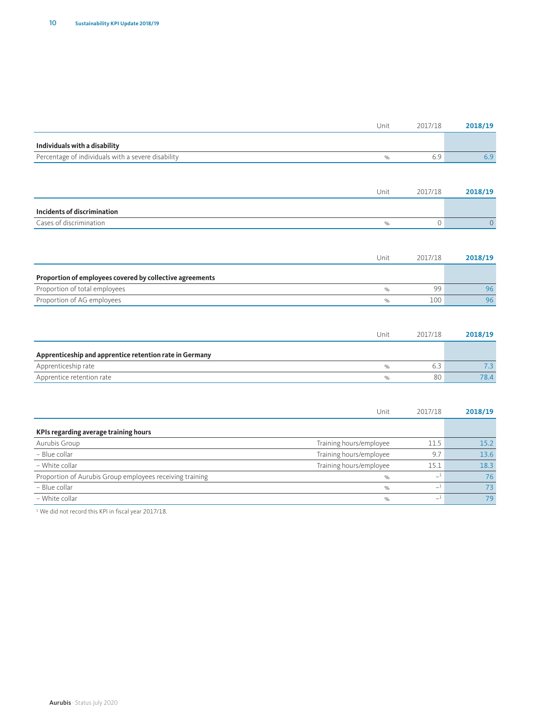| | Unit | 2017/18 | 2018/19 |
|---|---|---|---|
| **Individuals with a disability** | | | |
| Percentage of individuals with a severe disability | % | 6.9 | 6.9 |

| | Unit | 2017/18 | 2018/19 |
|---|---|---|---|
| **Incidents of discrimination** | | | |
| Cases of discrimination | % | 0 | 0 |

| | Unit | 2017/18 | 2018/19 |
|---|---|---|---|
| **Proportion of employees covered by collective agreements** | | | |
| Proportion of total employees | % | 99 | 96 |
| Proportion of AG employees | % | 100 | 96 |

| | Unit | 2017/18 | 2018/19 |
|---|---|---|---|
| **Apprenticeship and apprentice retention rate in Germany** | | | |
| Apprenticeship rate | % | 6.3 | 7.3 |
| Apprentice retention rate | % | 80 | 78.4 |

| | Unit | 2017/18 | 2018/19 |
|---|---|---|---|
| **KPIs regarding average training hours** | | | |
| Aurubis Group | Training hours/employee | 11.5 | 15.2 |
| – Blue collar | Training hours/employee | 9.7 | 13.6 |
| – White collar | Training hours/employee | 15.1 | 18.3 |
| Proportion of Aurubis Group employees receiving training | % | –[1] | 76 |
| – Blue collar | % | –[1] | 73 |
| – White collar | % | –[1] | 79 |

[1] We did not record this KPI in fiscal year 2017/18.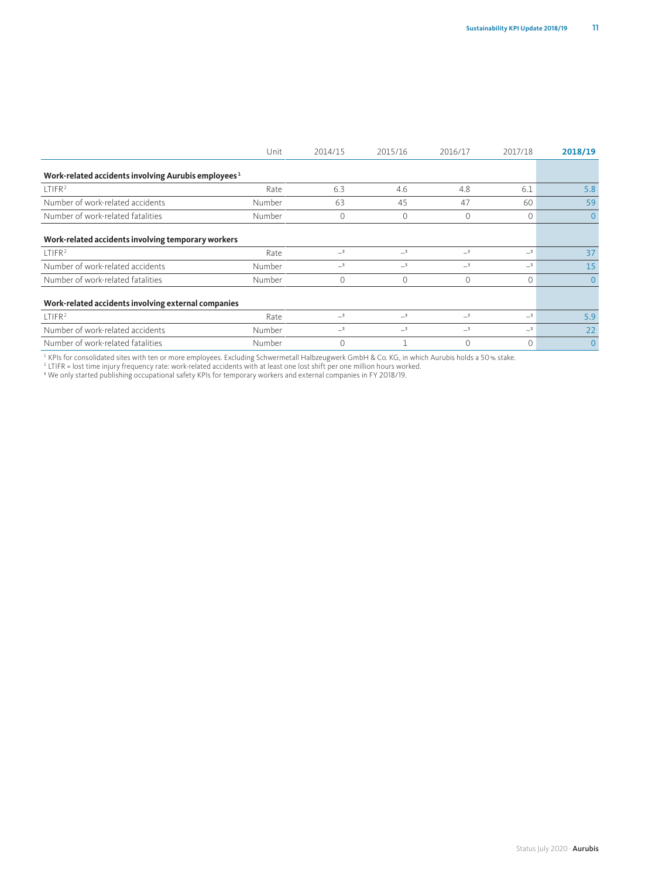| | Unit | 2014/15 | 2015/16 | 2016/17 | 2017/18 | **2018/19** |
|---|---|---|---|---|---|---|
| **Work-related accidents involving Aurubis employees**[1] | | | | | | |
| LTIFR[2] | Rate | 6.3 | 4.6 | 4.8 | 6.1 | 5.8 |
| Number of work-related accidents | Number | 63 | 45 | 47 | 60 | 59 |
| Number of work-related fatalities | Number | 0 | 0 | 0 | 0 | 0 |
| **Work-related accidents involving temporary workers** | | | | | | |
| LTIFR[2] | Rate | –[3] | –[3] | –[3] | –[3] | 37 |
| Number of work-related accidents | Number | –[3] | –[3] | –[3] | –[3] | 15 |
| Number of work-related fatalities | Number | 0 | 0 | 0 | 0 | 0 |
| **Work-related accidents involving external companies** | | | | | | |
| LTIFR[2] | Rate | –[3] | –[3] | –[3] | –[3] | 5.9 |
| Number of work-related accidents | Number | –[3] | –[3] | –[3] | –[3] | 22 |
| Number of work-related fatalities | Number | 0 | 1 | 0 | 0 | 0 |

[1] KPIs for consolidated sites with ten or more employees. Excluding Schwermetall Halbzeugwerk GmbH & Co. KG, in which Aurubis holds a 50 % stake.
[2] LTIFR = lost time injury frequency rate: work-related accidents with at least one lost shift per one million hours worked.
[3] We only started publishing occupational safety KPIs for temporary workers and external companies in FY 2018/19.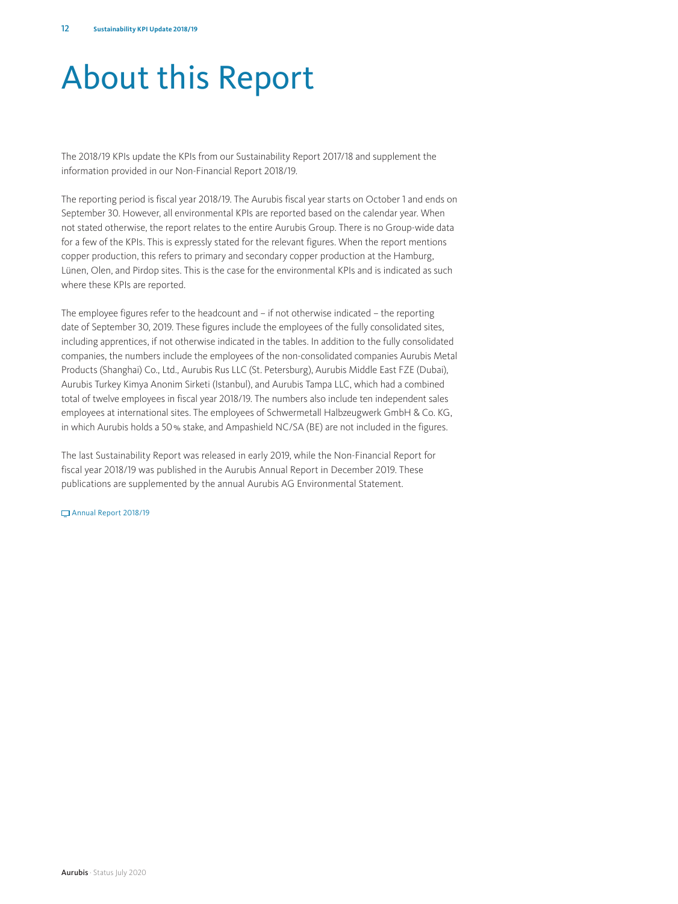# About this Report

The 2018/19 KPIs update the KPIs from our Sustainability Report 2017/18 and supplement the information provided in our Non-Financial Report 2018/19.

The reporting period is fiscal year 2018/19. The Aurubis fiscal year starts on October 1 and ends on September 30. However, all environmental KPIs are reported based on the calendar year. When not stated otherwise, the report relates to the entire Aurubis Group. There is no Group-wide data for a few of the KPIs. This is expressly stated for the relevant figures. When the report mentions copper production, this refers to primary and secondary copper production at the Hamburg, Lünen, Olen, and Pirdop sites. This is the case for the environmental KPIs and is indicated as such where these KPIs are reported.

The employee figures refer to the headcount and – if not otherwise indicated – the reporting date of September 30, 2019. These figures include the employees of the fully consolidated sites, including apprentices, if not otherwise indicated in the tables. In addition to the fully consolidated companies, the numbers include the employees of the non-consolidated companies Aurubis Metal Products (Shanghai) Co., Ltd., Aurubis Rus LLC (St. Petersburg), Aurubis Middle East FZE (Dubai), Aurubis Turkey Kimya Anonim Sirketi (Istanbul), and Aurubis Tampa LLC, which had a combined total of twelve employees in fiscal year 2018/19. The numbers also include ten independent sales employees at international sites. The employees of Schwermetall Halbzeugwerk GmbH & Co. KG, in which Aurubis holds a 50 % stake, and Ampashield NC/SA (BE) are not included in the figures.

The last Sustainability Report was released in early 2019, while the Non-Financial Report for fiscal year 2018/19 was published in the Aurubis Annual Report in December 2019. These publications are supplemented by the annual Aurubis AG Environmental Statement.

Annual Report 2018/19